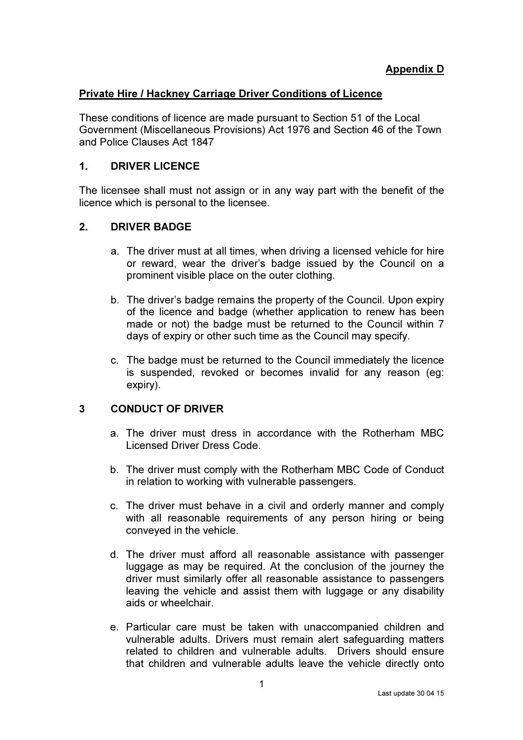**Appendix D**

## Private Hire / Hackney Carriage Driver Conditions of Licence

These conditions of licence are made pursuant to Section 51 of the Local Government (Miscellaneous Provisions) Act 1976 and Section 46 of the Town and Police Clauses Act 1847

### 1. DRIVER LICENCE

The licensee shall must not assign or in any way part with the benefit of the licence which is personal to the licensee.

### 2. DRIVER BADGE

a. The driver must at all times, when driving a licensed vehicle for hire or reward, wear the driver's badge issued by the Council on a prominent visible place on the outer clothing.

b. The driver's badge remains the property of the Council. Upon expiry of the licence and badge (whether application to renew has been made or not) the badge must be returned to the Council within 7 days of expiry or other such time as the Council may specify.

c. The badge must be returned to the Council immediately the licence is suspended, revoked or becomes invalid for any reason (eg: expiry).

### 3 CONDUCT OF DRIVER

a. The driver must dress in accordance with the Rotherham MBC Licensed Driver Dress Code.

b. The driver must comply with the Rotherham MBC Code of Conduct in relation to working with vulnerable passengers.

c. The driver must behave in a civil and orderly manner and comply with all reasonable requirements of any person hiring or being conveyed in the vehicle.

d. The driver must afford all reasonable assistance with passenger luggage as may be required. At the conclusion of the journey the driver must similarly offer all reasonable assistance to passengers leaving the vehicle and assist them with luggage or any disability aids or wheelchair.

e. Particular care must be taken with unaccompanied children and vulnerable adults. Drivers must remain alert safeguarding matters related to children and vulnerable adults. Drivers should ensure that children and vulnerable adults leave the vehicle directly onto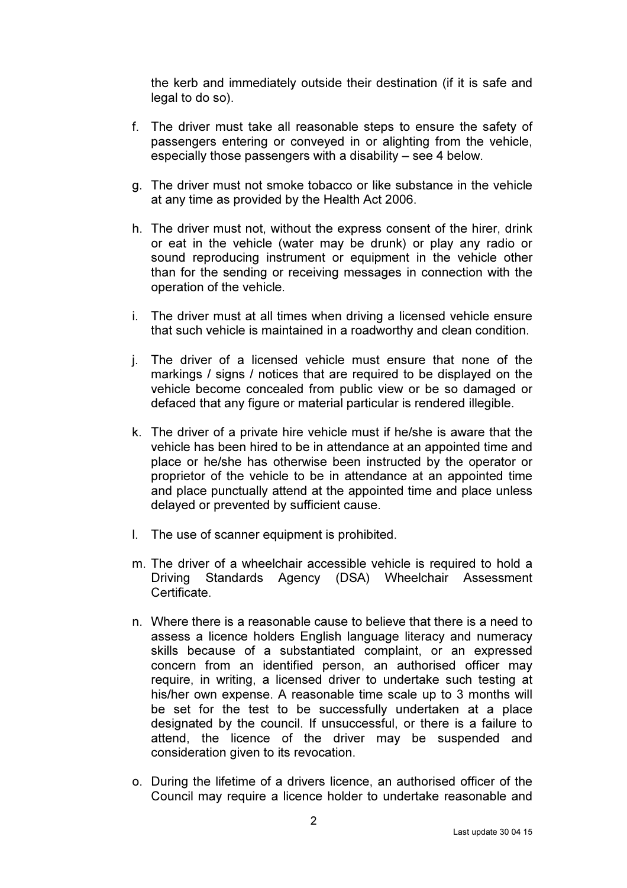the kerb and immediately outside their destination (if it is safe and legal to do so).

f. The driver must take all reasonable steps to ensure the safety of passengers entering or conveyed in or alighting from the vehicle, especially those passengers with a disability – see 4 below.

g. The driver must not smoke tobacco or like substance in the vehicle at any time as provided by the Health Act 2006.

h. The driver must not, without the express consent of the hirer, drink or eat in the vehicle (water may be drunk) or play any radio or sound reproducing instrument or equipment in the vehicle other than for the sending or receiving messages in connection with the operation of the vehicle.

i. The driver must at all times when driving a licensed vehicle ensure that such vehicle is maintained in a roadworthy and clean condition.

j. The driver of a licensed vehicle must ensure that none of the markings / signs / notices that are required to be displayed on the vehicle become concealed from public view or be so damaged or defaced that any figure or material particular is rendered illegible.

k. The driver of a private hire vehicle must if he/she is aware that the vehicle has been hired to be in attendance at an appointed time and place or he/she has otherwise been instructed by the operator or proprietor of the vehicle to be in attendance at an appointed time and place punctually attend at the appointed time and place unless delayed or prevented by sufficient cause.

l. The use of scanner equipment is prohibited.

m. The driver of a wheelchair accessible vehicle is required to hold a Driving Standards Agency (DSA) Wheelchair Assessment Certificate.

n. Where there is a reasonable cause to believe that there is a need to assess a licence holders English language literacy and numeracy skills because of a substantiated complaint, or an expressed concern from an identified person, an authorised officer may require, in writing, a licensed driver to undertake such testing at his/her own expense. A reasonable time scale up to 3 months will be set for the test to be successfully undertaken at a place designated by the council. If unsuccessful, or there is a failure to attend, the licence of the driver may be suspended and consideration given to its revocation.

o. During the lifetime of a drivers licence, an authorised officer of the Council may require a licence holder to undertake reasonable and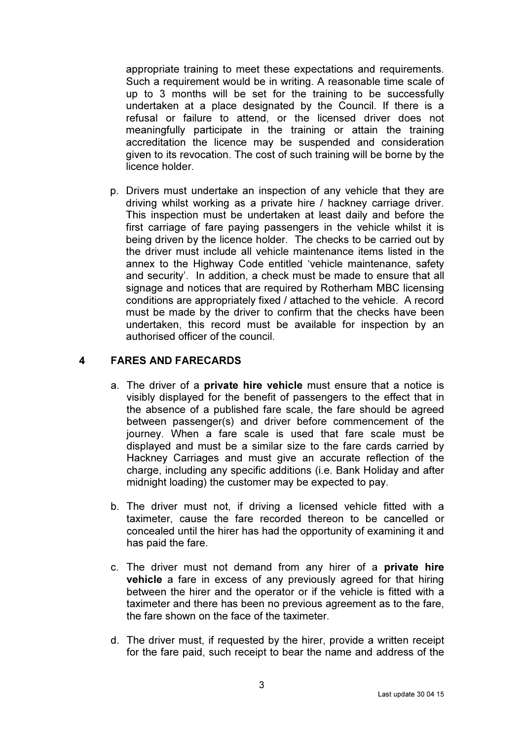appropriate training to meet these expectations and requirements. Such a requirement would be in writing. A reasonable time scale of up to 3 months will be set for the training to be successfully undertaken at a place designated by the Council. If there is a refusal or failure to attend, or the licensed driver does not meaningfully participate in the training or attain the training accreditation the licence may be suspended and consideration given to its revocation. The cost of such training will be borne by the licence holder.

p. Drivers must undertake an inspection of any vehicle that they are driving whilst working as a private hire / hackney carriage driver. This inspection must be undertaken at least daily and before the first carriage of fare paying passengers in the vehicle whilst it is being driven by the licence holder. The checks to be carried out by the driver must include all vehicle maintenance items listed in the annex to the Highway Code entitled 'vehicle maintenance, safety and security'. In addition, a check must be made to ensure that all signage and notices that are required by Rotherham MBC licensing conditions are appropriately fixed / attached to the vehicle. A record must be made by the driver to confirm that the checks have been undertaken, this record must be available for inspection by an authorised officer of the council.

## 4 FARES AND FARECARDS

a. The driver of a **private hire vehicle** must ensure that a notice is visibly displayed for the benefit of passengers to the effect that in the absence of a published fare scale, the fare should be agreed between passenger(s) and driver before commencement of the journey. When a fare scale is used that fare scale must be displayed and must be a similar size to the fare cards carried by Hackney Carriages and must give an accurate reflection of the charge, including any specific additions (i.e. Bank Holiday and after midnight loading) the customer may be expected to pay.

b. The driver must not, if driving a licensed vehicle fitted with a taximeter, cause the fare recorded thereon to be cancelled or concealed until the hirer has had the opportunity of examining it and has paid the fare.

c. The driver must not demand from any hirer of a **private hire vehicle** a fare in excess of any previously agreed for that hiring between the hirer and the operator or if the vehicle is fitted with a taximeter and there has been no previous agreement as to the fare, the fare shown on the face of the taximeter.

d. The driver must, if requested by the hirer, provide a written receipt for the fare paid, such receipt to bear the name and address of the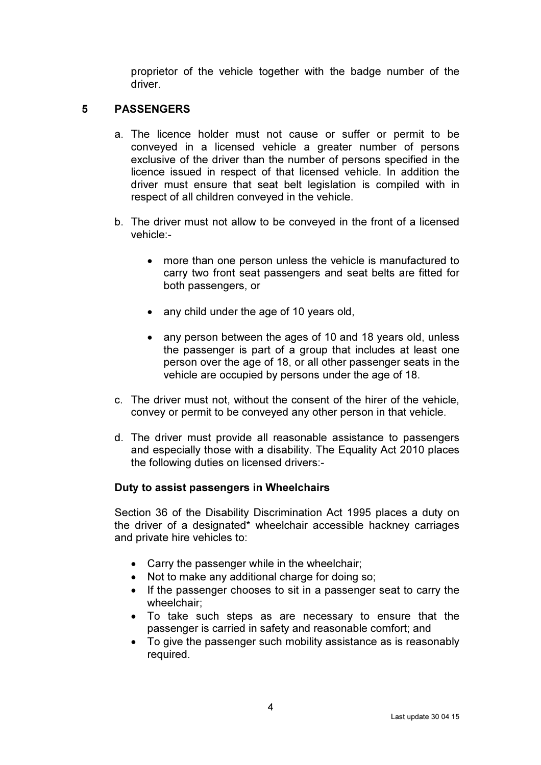proprietor of the vehicle together with the badge number of the driver.

## 5 PASSENGERS

a. The licence holder must not cause or suffer or permit to be conveyed in a licensed vehicle a greater number of persons exclusive of the driver than the number of persons specified in the licence issued in respect of that licensed vehicle. In addition the driver must ensure that seat belt legislation is compiled with in respect of all children conveyed in the vehicle.

b. The driver must not allow to be conveyed in the front of a licensed vehicle:-

   - more than one person unless the vehicle is manufactured to carry two front seat passengers and seat belts are fitted for both passengers, or
   - any child under the age of 10 years old,
   - any person between the ages of 10 and 18 years old, unless the passenger is part of a group that includes at least one person over the age of 18, or all other passenger seats in the vehicle are occupied by persons under the age of 18.

c. The driver must not, without the consent of the hirer of the vehicle, convey or permit to be conveyed any other person in that vehicle.

d. The driver must provide all reasonable assistance to passengers and especially those with a disability. The Equality Act 2010 places the following duties on licensed drivers:-

**Duty to assist passengers in Wheelchairs**

Section 36 of the Disability Discrimination Act 1995 places a duty on the driver of a designated* wheelchair accessible hackney carriages and private hire vehicles to:

- Carry the passenger while in the wheelchair;
- Not to make any additional charge for doing so;
- If the passenger chooses to sit in a passenger seat to carry the wheelchair;
- To take such steps as are necessary to ensure that the passenger is carried in safety and reasonable comfort; and
- To give the passenger such mobility assistance as is reasonably required.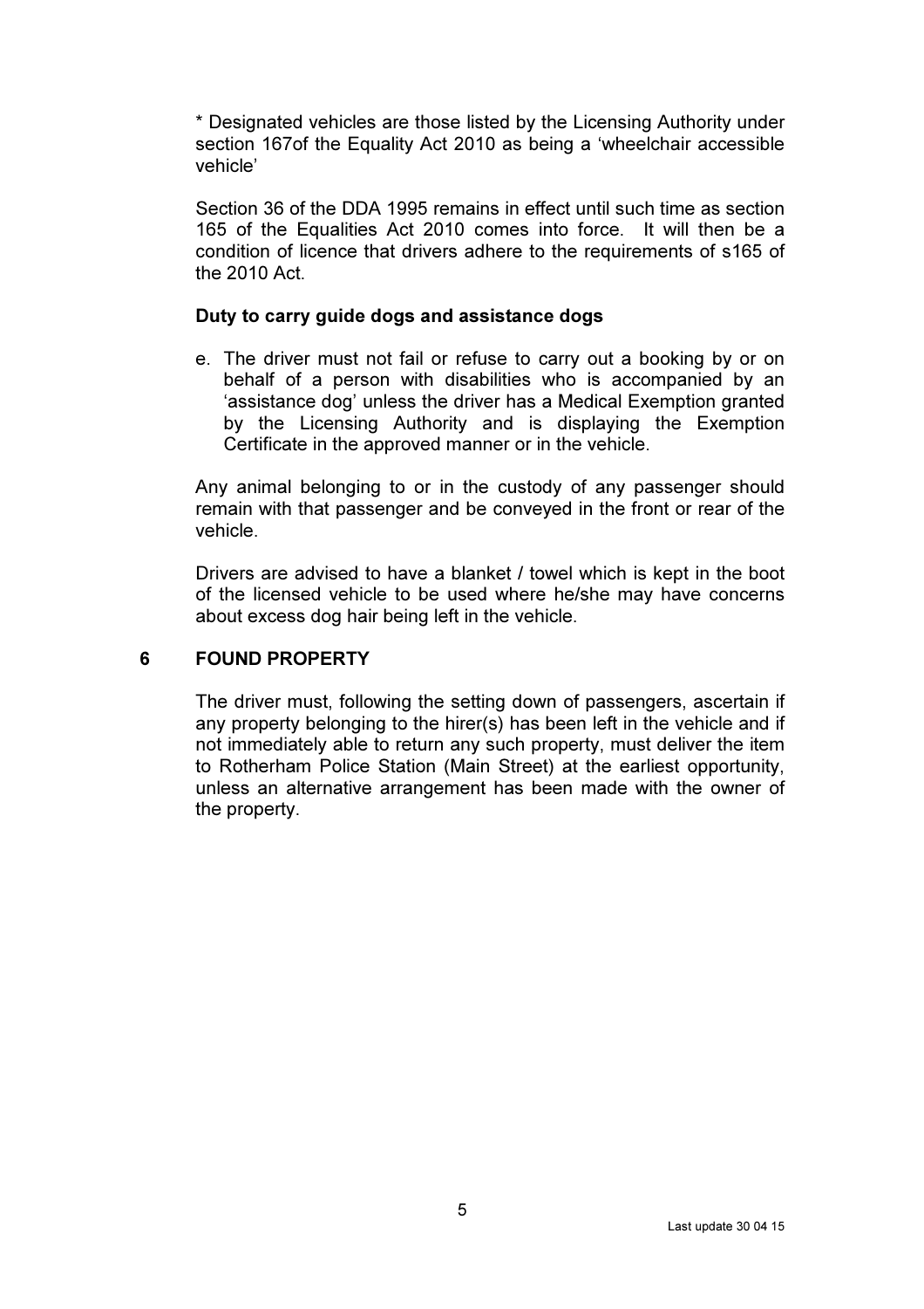* Designated vehicles are those listed by the Licensing Authority under section 167of the Equality Act 2010 as being a 'wheelchair accessible vehicle'

Section 36 of the DDA 1995 remains in effect until such time as section 165 of the Equalities Act 2010 comes into force. It will then be a condition of licence that drivers adhere to the requirements of s165 of the 2010 Act.

**Duty to carry guide dogs and assistance dogs**

e. The driver must not fail or refuse to carry out a booking by or on behalf of a person with disabilities who is accompanied by an 'assistance dog' unless the driver has a Medical Exemption granted by the Licensing Authority and is displaying the Exemption Certificate in the approved manner or in the vehicle.

Any animal belonging to or in the custody of any passenger should remain with that passenger and be conveyed in the front or rear of the vehicle.

Drivers are advised to have a blanket / towel which is kept in the boot of the licensed vehicle to be used where he/she may have concerns about excess dog hair being left in the vehicle.

## 6 FOUND PROPERTY

The driver must, following the setting down of passengers, ascertain if any property belonging to the hirer(s) has been left in the vehicle and if not immediately able to return any such property, must deliver the item to Rotherham Police Station (Main Street) at the earliest opportunity, unless an alternative arrangement has been made with the owner of the property.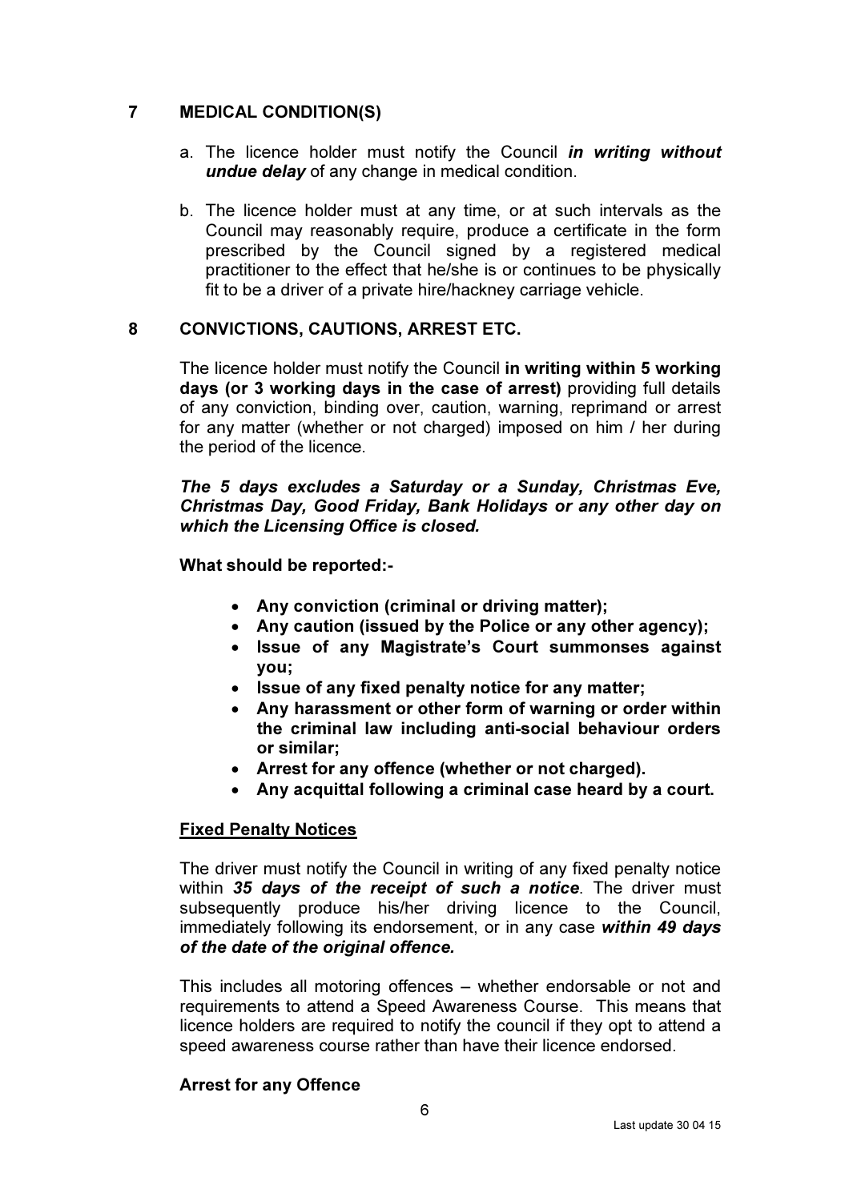## 7 MEDICAL CONDITION(S)

a. The licence holder must notify the Council ***in writing without undue delay*** of any change in medical condition.

b. The licence holder must at any time, or at such intervals as the Council may reasonably require, produce a certificate in the form prescribed by the Council signed by a registered medical practitioner to the effect that he/she is or continues to be physically fit to be a driver of a private hire/hackney carriage vehicle.

## 8 CONVICTIONS, CAUTIONS, ARREST ETC.

The licence holder must notify the Council **in writing within 5 working days (or 3 working days in the case of arrest)** providing full details of any conviction, binding over, caution, warning, reprimand or arrest for any matter (whether or not charged) imposed on him / her during the period of the licence.

***The 5 days excludes a Saturday or a Sunday, Christmas Eve, Christmas Day, Good Friday, Bank Holidays or any other day on which the Licensing Office is closed.***

**What should be reported:-**

- **Any conviction (criminal or driving matter);**
- **Any caution (issued by the Police or any other agency);**
- **Issue of any Magistrate's Court summonses against you;**
- **Issue of any fixed penalty notice for any matter;**
- **Any harassment or other form of warning or order within the criminal law including anti-social behaviour orders or similar;**
- **Arrest for any offence (whether or not charged).**
- **Any acquittal following a criminal case heard by a court.**

**<u>Fixed Penalty Notices</u>**

The driver must notify the Council in writing of any fixed penalty notice within ***35 days of the receipt of such a notice***. The driver must subsequently produce his/her driving licence to the Council, immediately following its endorsement, or in any case ***within 49 days of the date of the original offence.***

This includes all motoring offences – whether endorsable or not and requirements to attend a Speed Awareness Course. This means that licence holders are required to notify the council if they opt to attend a speed awareness course rather than have their licence endorsed.

**Arrest for any Offence**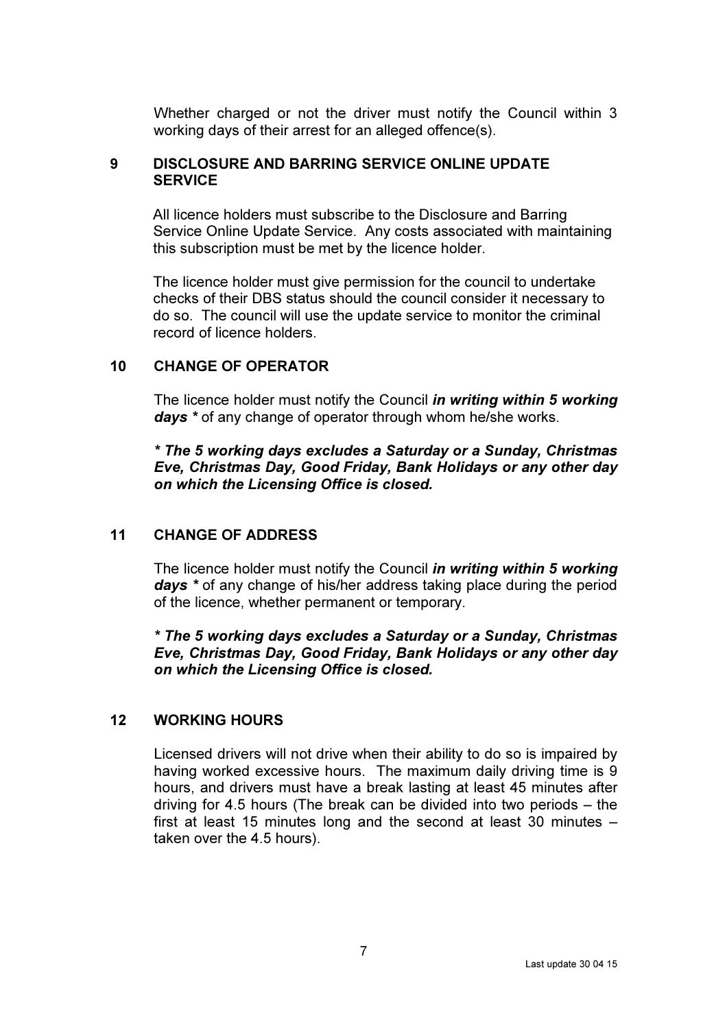Whether charged or not the driver must notify the Council within 3 working days of their arrest for an alleged offence(s).

## 9 DISCLOSURE AND BARRING SERVICE ONLINE UPDATE SERVICE

All licence holders must subscribe to the Disclosure and Barring Service Online Update Service. Any costs associated with maintaining this subscription must be met by the licence holder.

The licence holder must give permission for the council to undertake checks of their DBS status should the council consider it necessary to do so. The council will use the update service to monitor the criminal record of licence holders.

## 10 CHANGE OF OPERATOR

The licence holder must notify the Council ***in writing within 5 working days **** of any change of operator through whom he/she works.

***\* The 5 working days excludes a Saturday or a Sunday, Christmas Eve, Christmas Day, Good Friday, Bank Holidays or any other day on which the Licensing Office is closed.***

## 11 CHANGE OF ADDRESS

The licence holder must notify the Council ***in writing within 5 working days **** of any change of his/her address taking place during the period of the licence, whether permanent or temporary.

***\* The 5 working days excludes a Saturday or a Sunday, Christmas Eve, Christmas Day, Good Friday, Bank Holidays or any other day on which the Licensing Office is closed.***

## 12 WORKING HOURS

Licensed drivers will not drive when their ability to do so is impaired by having worked excessive hours. The maximum daily driving time is 9 hours, and drivers must have a break lasting at least 45 minutes after driving for 4.5 hours (The break can be divided into two periods – the first at least 15 minutes long and the second at least 30 minutes – taken over the 4.5 hours).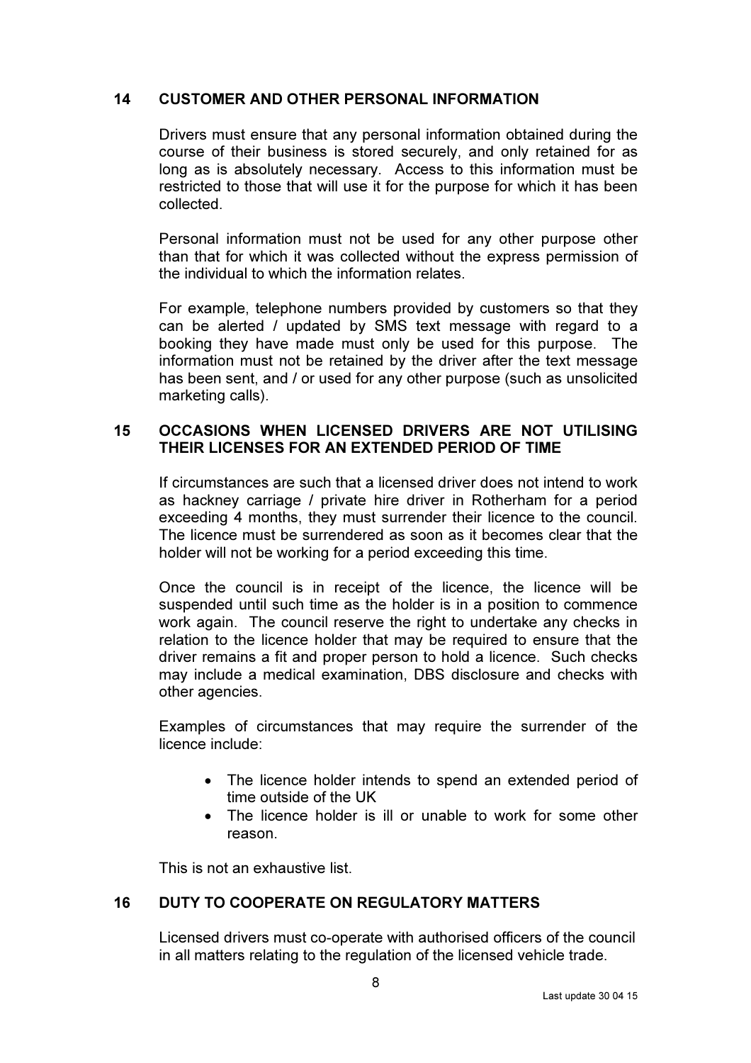## 14 CUSTOMER AND OTHER PERSONAL INFORMATION

Drivers must ensure that any personal information obtained during the course of their business is stored securely, and only retained for as long as is absolutely necessary. Access to this information must be restricted to those that will use it for the purpose for which it has been collected.

Personal information must not be used for any other purpose other than that for which it was collected without the express permission of the individual to which the information relates.

For example, telephone numbers provided by customers so that they can be alerted / updated by SMS text message with regard to a booking they have made must only be used for this purpose. The information must not be retained by the driver after the text message has been sent, and / or used for any other purpose (such as unsolicited marketing calls).

## 15 OCCASIONS WHEN LICENSED DRIVERS ARE NOT UTILISING THEIR LICENSES FOR AN EXTENDED PERIOD OF TIME

If circumstances are such that a licensed driver does not intend to work as hackney carriage / private hire driver in Rotherham for a period exceeding 4 months, they must surrender their licence to the council. The licence must be surrendered as soon as it becomes clear that the holder will not be working for a period exceeding this time.

Once the council is in receipt of the licence, the licence will be suspended until such time as the holder is in a position to commence work again. The council reserve the right to undertake any checks in relation to the licence holder that may be required to ensure that the driver remains a fit and proper person to hold a licence. Such checks may include a medical examination, DBS disclosure and checks with other agencies.

Examples of circumstances that may require the surrender of the licence include:

- The licence holder intends to spend an extended period of time outside of the UK
- The licence holder is ill or unable to work for some other reason.

This is not an exhaustive list.

## 16 DUTY TO COOPERATE ON REGULATORY MATTERS

Licensed drivers must co-operate with authorised officers of the council in all matters relating to the regulation of the licensed vehicle trade.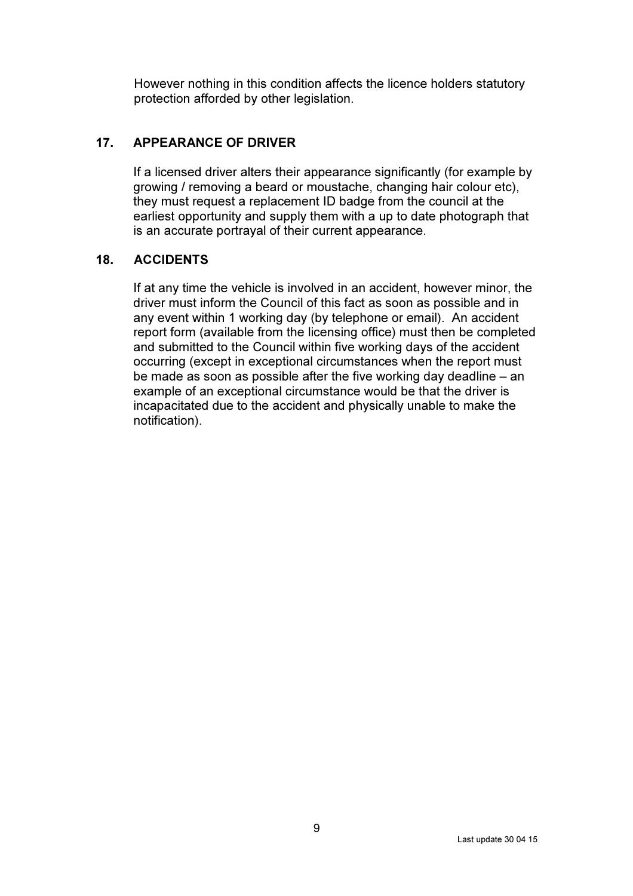However nothing in this condition affects the licence holders statutory protection afforded by other legislation.

## 17. APPEARANCE OF DRIVER

If a licensed driver alters their appearance significantly (for example by growing / removing a beard or moustache, changing hair colour etc), they must request a replacement ID badge from the council at the earliest opportunity and supply them with a up to date photograph that is an accurate portrayal of their current appearance.

## 18. ACCIDENTS

If at any time the vehicle is involved in an accident, however minor, the driver must inform the Council of this fact as soon as possible and in any event within 1 working day (by telephone or email). An accident report form (available from the licensing office) must then be completed and submitted to the Council within five working days of the accident occurring (except in exceptional circumstances when the report must be made as soon as possible after the five working day deadline – an example of an exceptional circumstance would be that the driver is incapacitated due to the accident and physically unable to make the notification).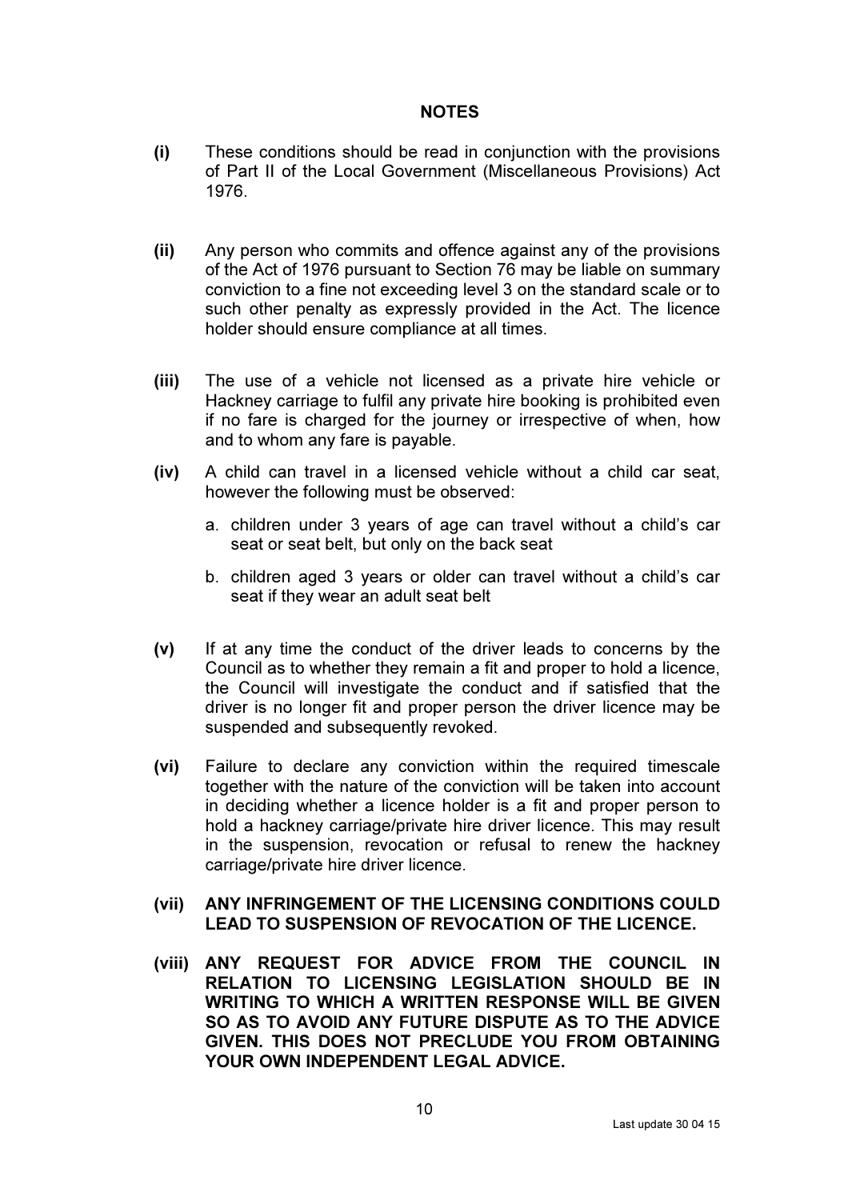## NOTES

**(i)** These conditions should be read in conjunction with the provisions of Part II of the Local Government (Miscellaneous Provisions) Act 1976.

**(ii)** Any person who commits and offence against any of the provisions of the Act of 1976 pursuant to Section 76 may be liable on summary conviction to a fine not exceeding level 3 on the standard scale or to such other penalty as expressly provided in the Act. The licence holder should ensure compliance at all times.

**(iii)** The use of a vehicle not licensed as a private hire vehicle or Hackney carriage to fulfil any private hire booking is prohibited even if no fare is charged for the journey or irrespective of when, how and to whom any fare is payable.

**(iv)** A child can travel in a licensed vehicle without a child car seat, however the following must be observed:

a. children under 3 years of age can travel without a child's car seat or seat belt, but only on the back seat

b. children aged 3 years or older can travel without a child's car seat if they wear an adult seat belt

**(v)** If at any time the conduct of the driver leads to concerns by the Council as to whether they remain a fit and proper to hold a licence, the Council will investigate the conduct and if satisfied that the driver is no longer fit and proper person the driver licence may be suspended and subsequently revoked.

**(vi)** Failure to declare any conviction within the required timescale together with the nature of the conviction will be taken into account in deciding whether a licence holder is a fit and proper person to hold a hackney carriage/private hire driver licence. This may result in the suspension, revocation or refusal to renew the hackney carriage/private hire driver licence.

**(vii) ANY INFRINGEMENT OF THE LICENSING CONDITIONS COULD LEAD TO SUSPENSION OF REVOCATION OF THE LICENCE.**

**(viii) ANY REQUEST FOR ADVICE FROM THE COUNCIL IN RELATION TO LICENSING LEGISLATION SHOULD BE IN WRITING TO WHICH A WRITTEN RESPONSE WILL BE GIVEN SO AS TO AVOID ANY FUTURE DISPUTE AS TO THE ADVICE GIVEN. THIS DOES NOT PRECLUDE YOU FROM OBTAINING YOUR OWN INDEPENDENT LEGAL ADVICE.**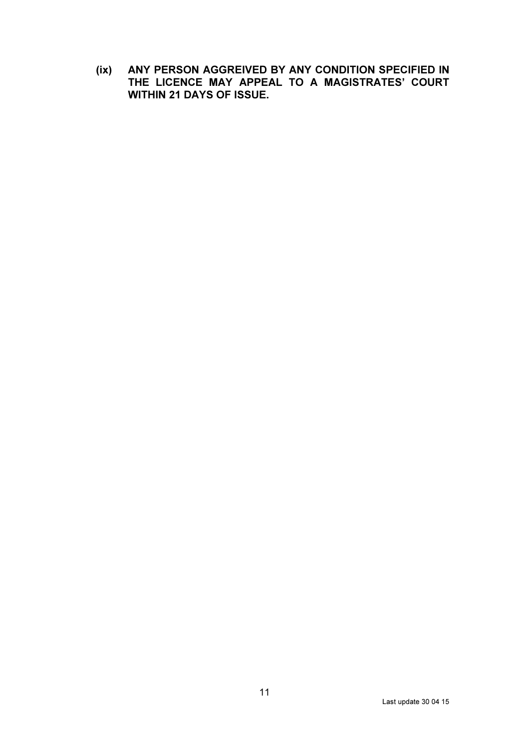**(ix) ANY PERSON AGGREIVED BY ANY CONDITION SPECIFIED IN THE LICENCE MAY APPEAL TO A MAGISTRATES' COURT WITHIN 21 DAYS OF ISSUE.**

Last update 30 04 15